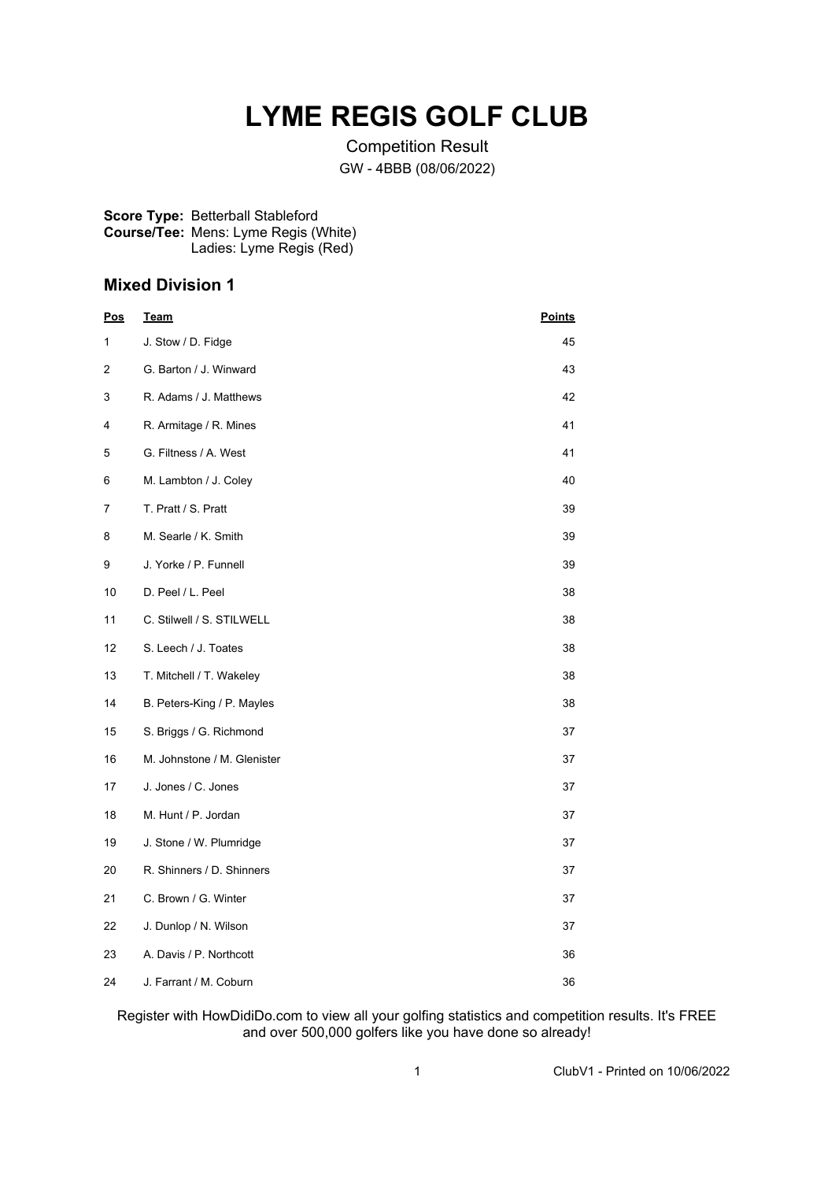# LYME REGIS GOLF CLUB

Competition Result

GW - 4BBB (08/06/2022)

**Score Type:** Betterball Stableford
**Course/Tee:** Mens: Lyme Regis (White)
Ladies: Lyme Regis (Red)

## Mixed Division 1

| Pos | Team | Points |
|---|---|---|
| 1 | J. Stow / D. Fidge | 45 |
| 2 | G. Barton / J. Winward | 43 |
| 3 | R. Adams / J. Matthews | 42 |
| 4 | R. Armitage / R. Mines | 41 |
| 5 | G. Filtness / A. West | 41 |
| 6 | M. Lambton / J. Coley | 40 |
| 7 | T. Pratt / S. Pratt | 39 |
| 8 | M. Searle / K. Smith | 39 |
| 9 | J. Yorke / P. Funnell | 39 |
| 10 | D. Peel / L. Peel | 38 |
| 11 | C. Stilwell / S. STILWELL | 38 |
| 12 | S. Leech / J. Toates | 38 |
| 13 | T. Mitchell / T. Wakeley | 38 |
| 14 | B. Peters-King / P. Mayles | 38 |
| 15 | S. Briggs / G. Richmond | 37 |
| 16 | M. Johnstone / M. Glenister | 37 |
| 17 | J. Jones / C. Jones | 37 |
| 18 | M. Hunt / P. Jordan | 37 |
| 19 | J. Stone / W. Plumridge | 37 |
| 20 | R. Shinners / D. Shinners | 37 |
| 21 | C. Brown / G. Winter | 37 |
| 22 | J. Dunlop / N. Wilson | 37 |
| 23 | A. Davis / P. Northcott | 36 |
| 24 | J. Farrant / M. Coburn | 36 |

Register with HowDidiDo.com to view all your golfing statistics and competition results. It's FREE and over 500,000 golfers like you have done so already!

ClubV1 - Printed on 10/06/2022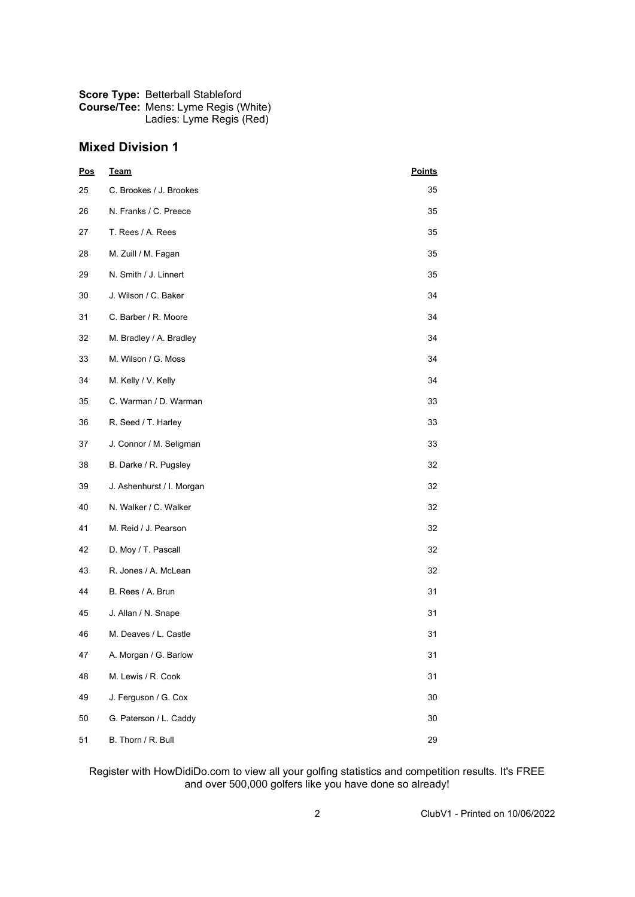**Score Type:** Betterball Stableford
**Course/Tee:** Mens: Lyme Regis (White)
Ladies: Lyme Regis (Red)

## Mixed Division 1

| Pos | Team | Points |
|---|---|---|
| 25 | C. Brookes / J. Brookes | 35 |
| 26 | N. Franks / C. Preece | 35 |
| 27 | T. Rees / A. Rees | 35 |
| 28 | M. Zuill / M. Fagan | 35 |
| 29 | N. Smith / J. Linnert | 35 |
| 30 | J. Wilson / C. Baker | 34 |
| 31 | C. Barber / R. Moore | 34 |
| 32 | M. Bradley / A. Bradley | 34 |
| 33 | M. Wilson / G. Moss | 34 |
| 34 | M. Kelly / V. Kelly | 34 |
| 35 | C. Warman / D. Warman | 33 |
| 36 | R. Seed / T. Harley | 33 |
| 37 | J. Connor / M. Seligman | 33 |
| 38 | B. Darke / R. Pugsley | 32 |
| 39 | J. Ashenhurst / I. Morgan | 32 |
| 40 | N. Walker / C. Walker | 32 |
| 41 | M. Reid / J. Pearson | 32 |
| 42 | D. Moy / T. Pascall | 32 |
| 43 | R. Jones / A. McLean | 32 |
| 44 | B. Rees / A. Brun | 31 |
| 45 | J. Allan / N. Snape | 31 |
| 46 | M. Deaves / L. Castle | 31 |
| 47 | A. Morgan / G. Barlow | 31 |
| 48 | M. Lewis / R. Cook | 31 |
| 49 | J. Ferguson / G. Cox | 30 |
| 50 | G. Paterson / L. Caddy | 30 |
| 51 | B. Thorn / R. Bull | 29 |

Register with HowDidiDo.com to view all your golfing statistics and competition results. It's FREE and over 500,000 golfers like you have done so already!

ClubV1 - Printed on 10/06/2022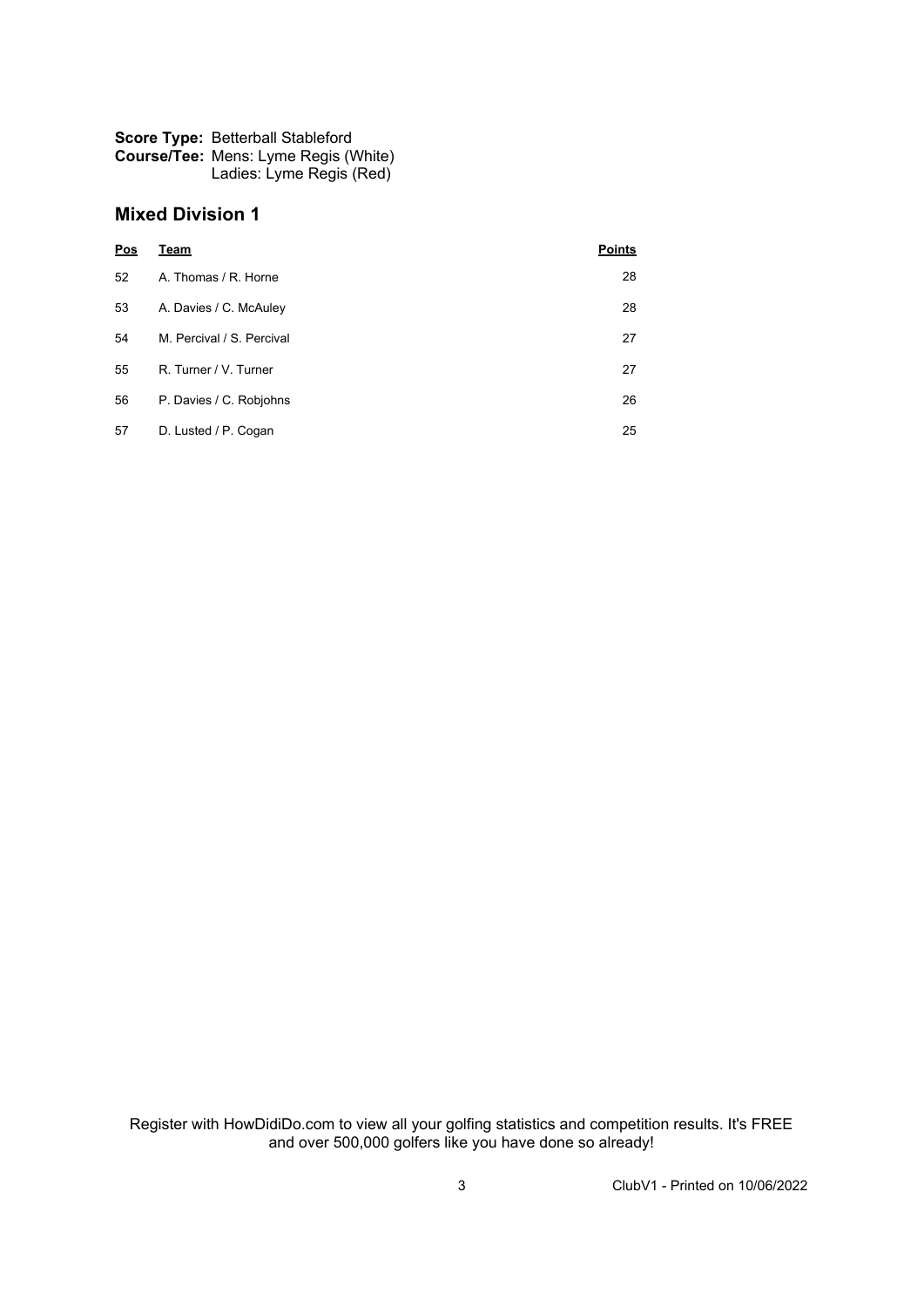**Score Type:** Betterball Stableford
**Course/Tee:** Mens: Lyme Regis (White)
Ladies: Lyme Regis (Red)

## Mixed Division 1

| Pos | Team | Points |
|---|---|---|
| 52 | A. Thomas / R. Horne | 28 |
| 53 | A. Davies / C. McAuley | 28 |
| 54 | M. Percival / S. Percival | 27 |
| 55 | R. Turner / V. Turner | 27 |
| 56 | P. Davies / C. Robjohns | 26 |
| 57 | D. Lusted / P. Cogan | 25 |

Register with HowDidiDo.com to view all your golfing statistics and competition results. It's FREE and over 500,000 golfers like you have done so already!

ClubV1 - Printed on 10/06/2022